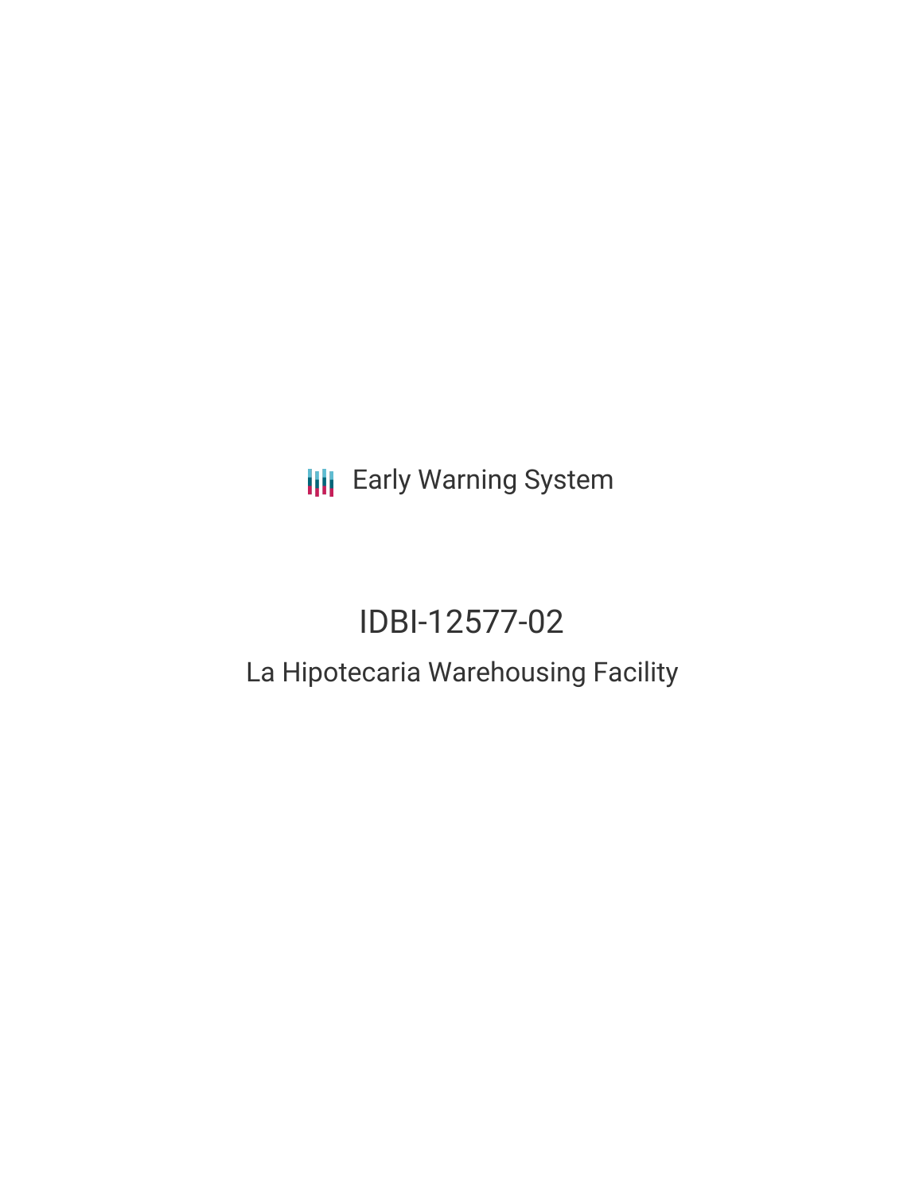Early Warning System

# IDBI-12577-02

## La Hipotecaria Warehousing Facility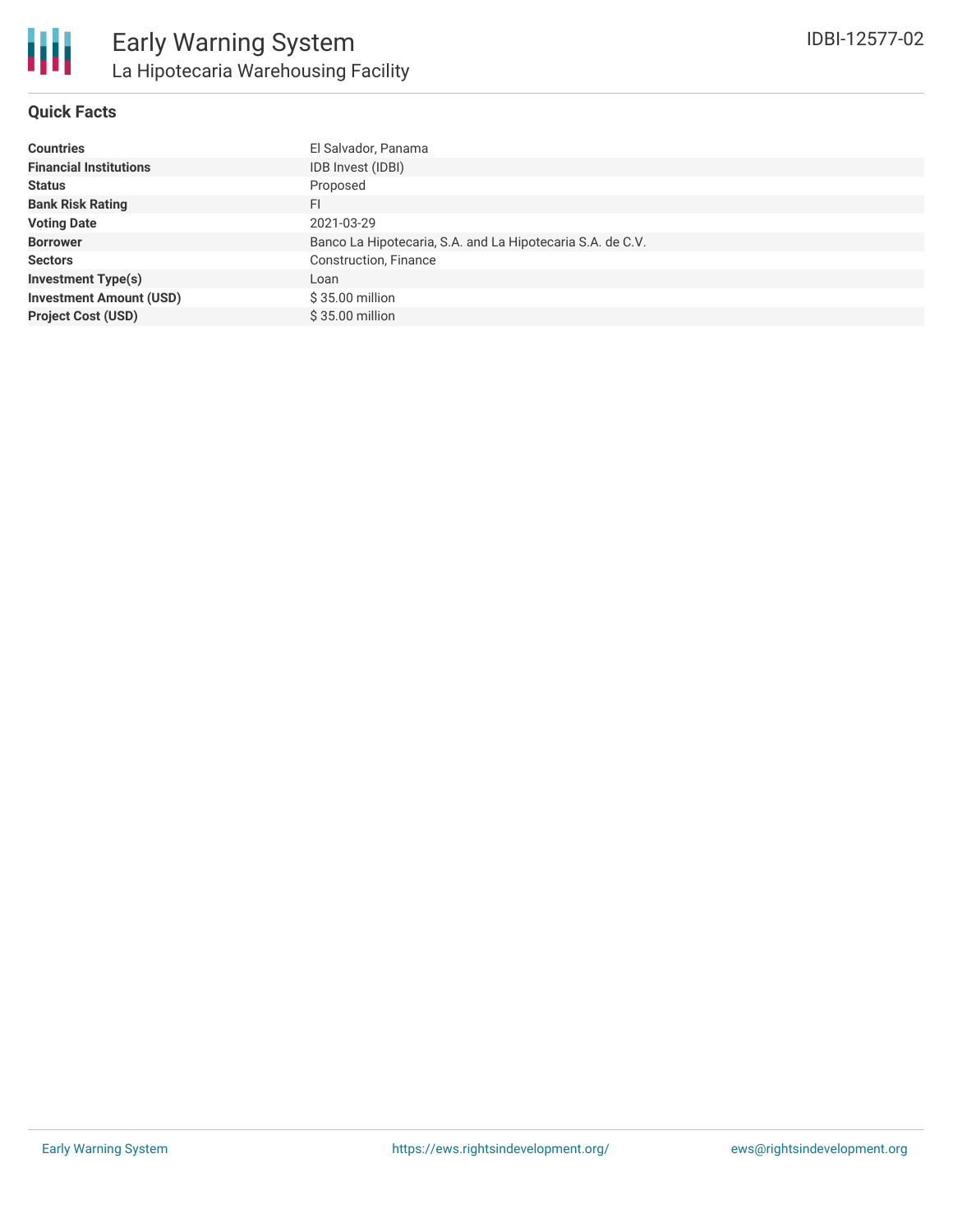# Early Warning System

## La Hipotecaria Warehousing Facility

IDBI-12577-02

### Quick Facts

| | |
|---|---|
| **Countries** | El Salvador, Panama |
| **Financial Institutions** | IDB Invest (IDBI) |
| **Status** | Proposed |
| **Bank Risk Rating** | FI |
| **Voting Date** | 2021-03-29 |
| **Borrower** | Banco La Hipotecaria, S.A. and La Hipotecaria S.A. de C.V. |
| **Sectors** | Construction, Finance |
| **Investment Type(s)** | Loan |
| **Investment Amount (USD)** | $ 35.00 million |
| **Project Cost (USD)** | $ 35.00 million |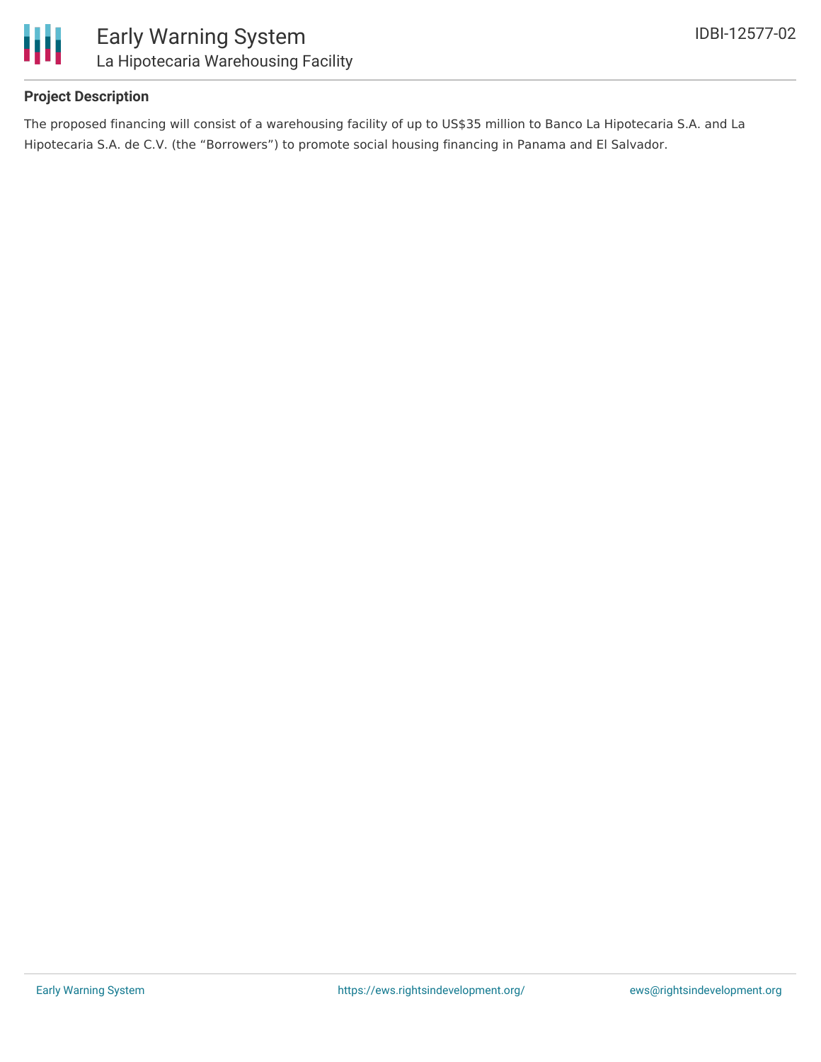**Project Description**

The proposed financing will consist of a warehousing facility of up to US$35 million to Banco La Hipotecaria S.A. and La Hipotecaria S.A. de C.V. (the "Borrowers") to promote social housing financing in Panama and El Salvador.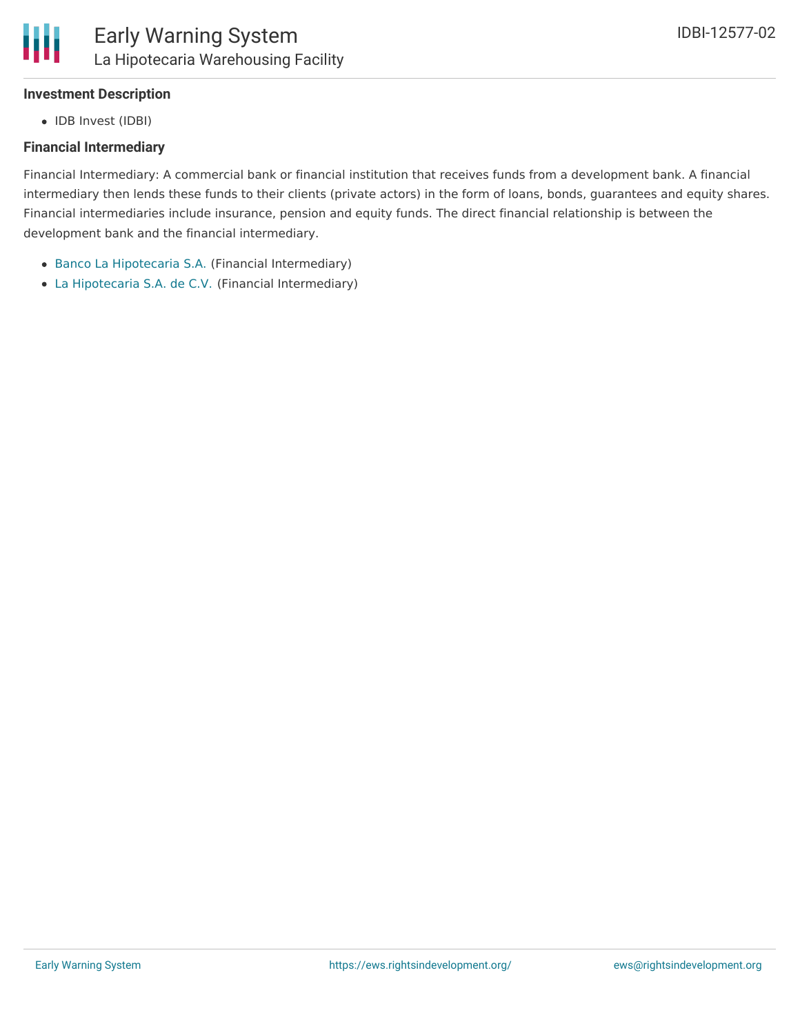**Investment Description**

- IDB Invest (IDBI)

**Financial Intermediary**

Financial Intermediary: A commercial bank or financial institution that receives funds from a development bank. A financial intermediary then lends these funds to their clients (private actors) in the form of loans, bonds, guarantees and equity shares. Financial intermediaries include insurance, pension and equity funds. The direct financial relationship is between the development bank and the financial intermediary.

- Banco La Hipotecaria S.A. (Financial Intermediary)
- La Hipotecaria S.A. de C.V. (Financial Intermediary)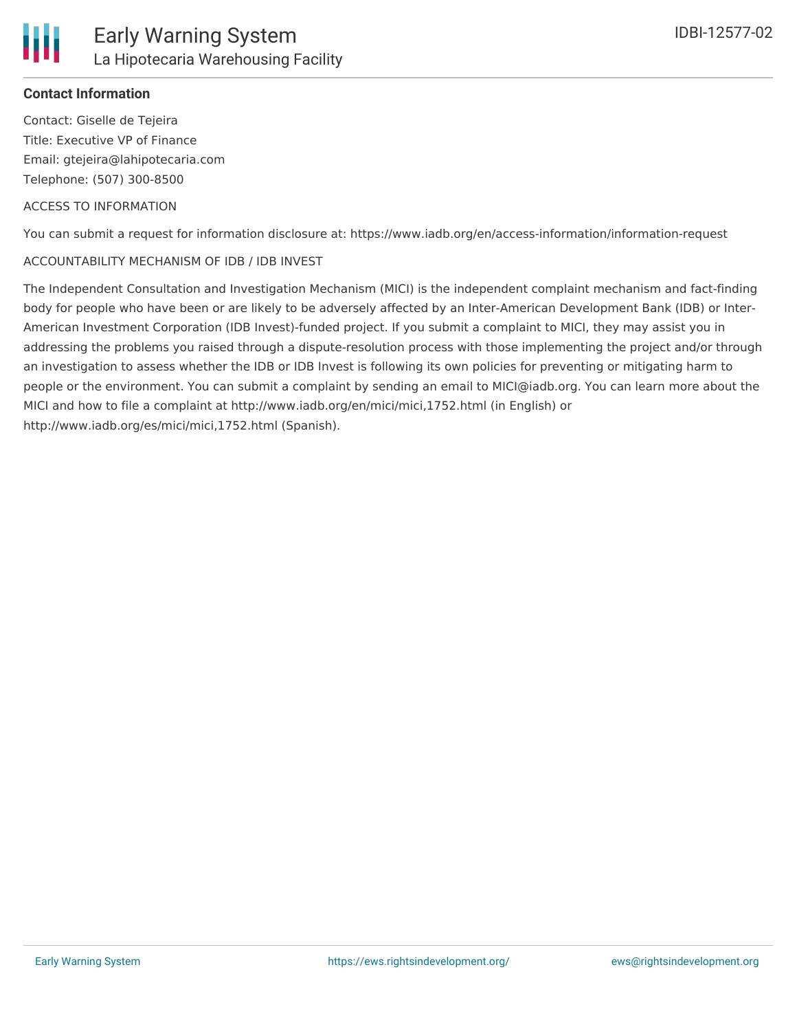**Contact Information**

Contact: Giselle de Tejeira
Title: Executive VP of Finance
Email: gtejeira@lahipotecaria.com
Telephone: (507) 300-8500

ACCESS TO INFORMATION

You can submit a request for information disclosure at: https://www.iadb.org/en/access-information/information-request

ACCOUNTABILITY MECHANISM OF IDB / IDB INVEST

The Independent Consultation and Investigation Mechanism (MICI) is the independent complaint mechanism and fact-finding body for people who have been or are likely to be adversely affected by an Inter-American Development Bank (IDB) or Inter-American Investment Corporation (IDB Invest)-funded project. If you submit a complaint to MICI, they may assist you in addressing the problems you raised through a dispute-resolution process with those implementing the project and/or through an investigation to assess whether the IDB or IDB Invest is following its own policies for preventing or mitigating harm to people or the environment. You can submit a complaint by sending an email to MICI@iadb.org. You can learn more about the MICI and how to file a complaint at http://www.iadb.org/en/mici/mici,1752.html (in English) or http://www.iadb.org/es/mici/mici,1752.html (Spanish).